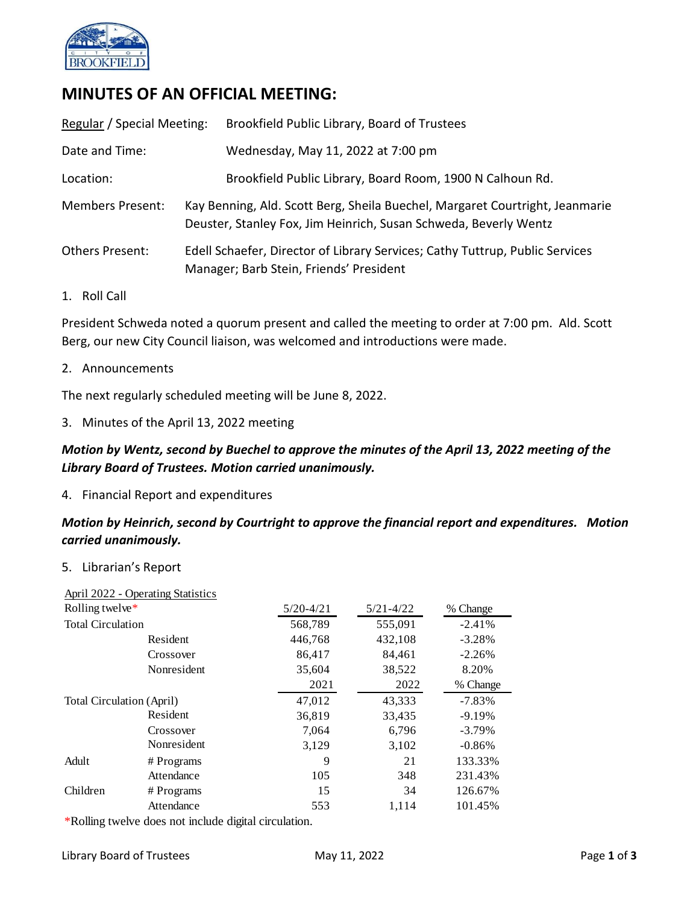# MINUTES OF AN OFFICIAL MEETING:

| | |
|---|---|
| Regular / Special Meeting: | Brookfield Public Library, Board of Trustees |
| Date and Time: | Wednesday, May 11, 2022 at 7:00 pm |
| Location: | Brookfield Public Library, Board Room, 1900 N Calhoun Rd. |
| Members Present: | Kay Benning, Ald. Scott Berg, Sheila Buechel, Margaret Courtright, Jeanmarie Deuster, Stanley Fox, Jim Heinrich, Susan Schweda, Beverly Wentz |
| Others Present: | Edell Schaefer, Director of Library Services; Cathy Tuttrup, Public Services Manager; Barb Stein, Friends' President |

1. Roll Call

President Schweda noted a quorum present and called the meeting to order at 7:00 pm. Ald. Scott Berg, our new City Council liaison, was welcomed and introductions were made.

2. Announcements

The next regularly scheduled meeting will be June 8, 2022.

3. Minutes of the April 13, 2022 meeting

***Motion by Wentz, second by Buechel to approve the minutes of the April 13, 2022 meeting of the Library Board of Trustees. Motion carried unanimously.***

4. Financial Report and expenditures

***Motion by Heinrich, second by Courtright to approve the financial report and expenditures. Motion carried unanimously.***

5. Librarian's Report

April 2022 - Operating Statistics

| Rolling twelve* | | 5/20-4/21 | 5/21-4/22 | % Change |
|---|---|---|---|---|
| Total Circulation | | 568,789 | 555,091 | -2.41% |
| | Resident | 446,768 | 432,108 | -3.28% |
| | Crossover | 86,417 | 84,461 | -2.26% |
| | Nonresident | 35,604 | 38,522 | 8.20% |
| | | 2021 | 2022 | % Change |
| Total Circulation (April) | | 47,012 | 43,333 | -7.83% |
| | Resident | 36,819 | 33,435 | -9.19% |
| | Crossover | 7,064 | 6,796 | -3.79% |
| | Nonresident | 3,129 | 3,102 | -0.86% |
| Adult | # Programs | 9 | 21 | 133.33% |
| | Attendance | 105 | 348 | 231.43% |
| Children | # Programs | 15 | 34 | 126.67% |
| | Attendance | 553 | 1,114 | 101.45% |

*Rolling twelve does not include digital circulation.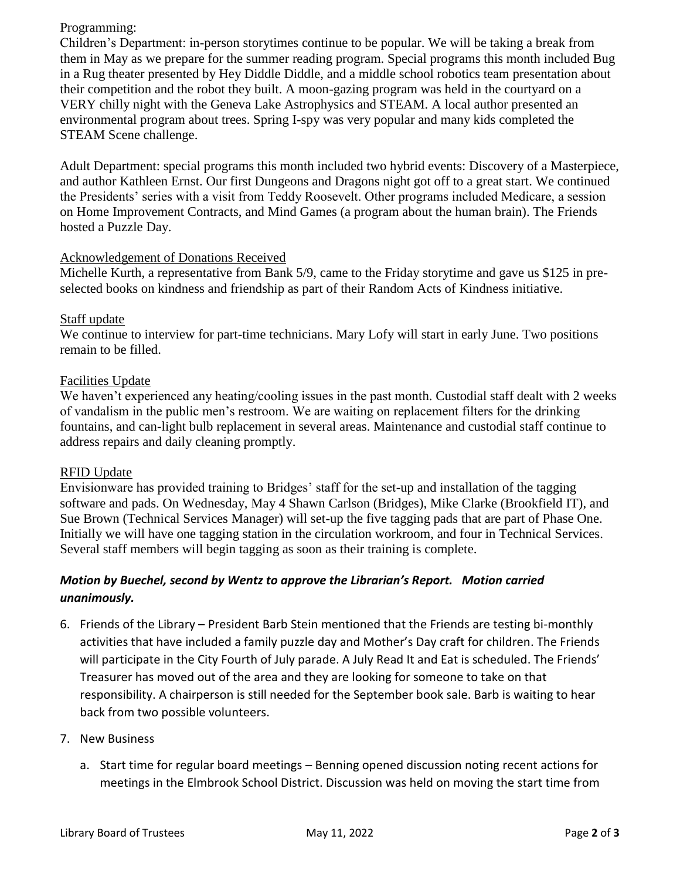Programming:

Children's Department: in-person storytimes continue to be popular. We will be taking a break from them in May as we prepare for the summer reading program. Special programs this month included Bug in a Rug theater presented by Hey Diddle Diddle, and a middle school robotics team presentation about their competition and the robot they built. A moon-gazing program was held in the courtyard on a VERY chilly night with the Geneva Lake Astrophysics and STEAM. A local author presented an environmental program about trees. Spring I-spy was very popular and many kids completed the STEAM Scene challenge.

Adult Department: special programs this month included two hybrid events: Discovery of a Masterpiece, and author Kathleen Ernst. Our first Dungeons and Dragons night got off to a great start. We continued the Presidents' series with a visit from Teddy Roosevelt. Other programs included Medicare, a session on Home Improvement Contracts, and Mind Games (a program about the human brain). The Friends hosted a Puzzle Day.

Acknowledgement of Donations Received

Michelle Kurth, a representative from Bank 5/9, came to the Friday storytime and gave us $125 in pre-selected books on kindness and friendship as part of their Random Acts of Kindness initiative.

Staff update

We continue to interview for part-time technicians. Mary Lofy will start in early June. Two positions remain to be filled.

Facilities Update

We haven't experienced any heating/cooling issues in the past month. Custodial staff dealt with 2 weeks of vandalism in the public men's restroom. We are waiting on replacement filters for the drinking fountains, and can-light bulb replacement in several areas. Maintenance and custodial staff continue to address repairs and daily cleaning promptly.

RFID Update

Envisionware has provided training to Bridges' staff for the set-up and installation of the tagging software and pads. On Wednesday, May 4 Shawn Carlson (Bridges), Mike Clarke (Brookfield IT), and Sue Brown (Technical Services Manager) will set-up the five tagging pads that are part of Phase One. Initially we will have one tagging station in the circulation workroom, and four in Technical Services. Several staff members will begin tagging as soon as their training is complete.

***Motion by Buechel, second by Wentz to approve the Librarian's Report. Motion carried unanimously.***

6. Friends of the Library – President Barb Stein mentioned that the Friends are testing bi-monthly activities that have included a family puzzle day and Mother's Day craft for children. The Friends will participate in the City Fourth of July parade. A July Read It and Eat is scheduled. The Friends' Treasurer has moved out of the area and they are looking for someone to take on that responsibility. A chairperson is still needed for the September book sale. Barb is waiting to hear back from two possible volunteers.

7. New Business

   a. Start time for regular board meetings – Benning opened discussion noting recent actions for meetings in the Elmbrook School District. Discussion was held on moving the start time from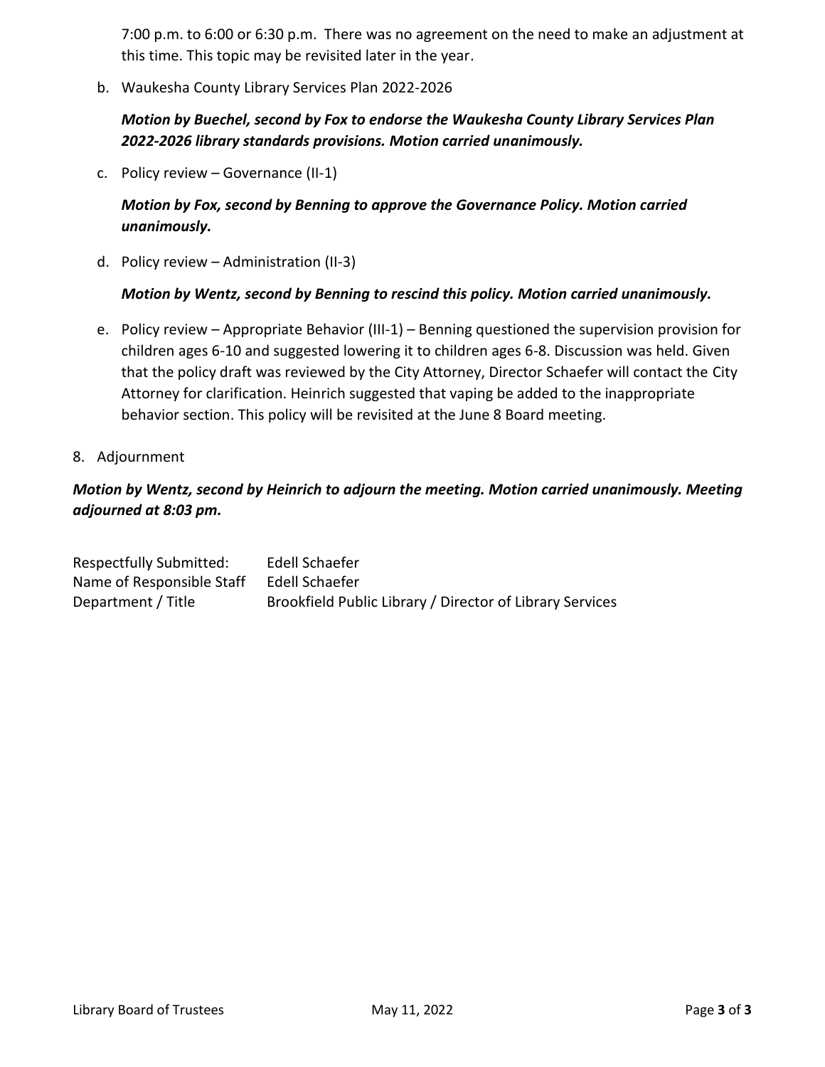7:00 p.m. to 6:00 or 6:30 p.m. There was no agreement on the need to make an adjustment at this time. This topic may be revisited later in the year.

b. Waukesha County Library Services Plan 2022-2026

***Motion by Buechel, second by Fox to endorse the Waukesha County Library Services Plan 2022-2026 library standards provisions. Motion carried unanimously.***

c. Policy review – Governance (II-1)

***Motion by Fox, second by Benning to approve the Governance Policy. Motion carried unanimously.***

d. Policy review – Administration (II-3)

***Motion by Wentz, second by Benning to rescind this policy. Motion carried unanimously.***

e. Policy review – Appropriate Behavior (III-1) – Benning questioned the supervision provision for children ages 6-10 and suggested lowering it to children ages 6-8. Discussion was held. Given that the policy draft was reviewed by the City Attorney, Director Schaefer will contact the City Attorney for clarification. Heinrich suggested that vaping be added to the inappropriate behavior section. This policy will be revisited at the June 8 Board meeting.

8. Adjournment

***Motion by Wentz, second by Heinrich to adjourn the meeting. Motion carried unanimously. Meeting adjourned at 8:03 pm.***

| | |
|---|---|
| Respectfully Submitted: | Edell Schaefer |
| Name of Responsible Staff | Edell Schaefer |
| Department / Title | Brookfield Public Library / Director of Library Services |